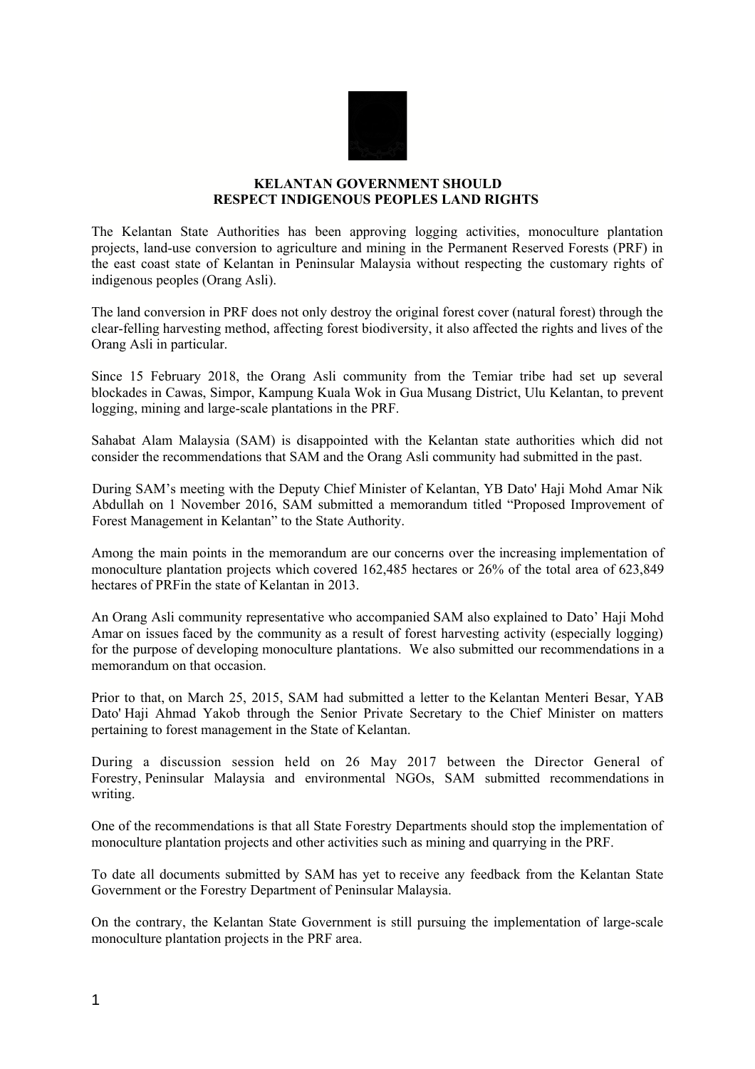**KELANTAN GOVERNMENT SHOULD RESPECT INDIGENOUS PEOPLES LAND RIGHTS**

The Kelantan State Authorities has been approving logging activities, monoculture plantation projects, land-use conversion to agriculture and mining in the Permanent Reserved Forests (PRF) in the east coast state of Kelantan in Peninsular Malaysia without respecting the customary rights of indigenous peoples (Orang Asli).

The land conversion in PRF does not only destroy the original forest cover (natural forest) through the clear-felling harvesting method, affecting forest biodiversity, it also affected the rights and lives of the Orang Asli in particular.

Since 15 February 2018, the Orang Asli community from the Temiar tribe had set up several blockades in Cawas, Simpor, Kampung Kuala Wok in Gua Musang District, Ulu Kelantan, to prevent logging, mining and large-scale plantations in the PRF.

Sahabat Alam Malaysia (SAM) is disappointed with the Kelantan state authorities which did not consider the recommendations that SAM and the Orang Asli community had submitted in the past.

During SAM's meeting with the Deputy Chief Minister of Kelantan, YB Dato' Haji Mohd Amar Nik Abdullah on 1 November 2016, SAM submitted a memorandum titled "Proposed Improvement of Forest Management in Kelantan" to the State Authority.

Among the main points in the memorandum are our concerns over the increasing implementation of monoculture plantation projects which covered 162,485 hectares or 26% of the total area of 623,849 hectares of PRFin the state of Kelantan in 2013.

An Orang Asli community representative who accompanied SAM also explained to Dato' Haji Mohd Amar on issues faced by the community as a result of forest harvesting activity (especially logging) for the purpose of developing monoculture plantations. We also submitted our recommendations in a memorandum on that occasion.

Prior to that, on March 25, 2015, SAM had submitted a letter to the Kelantan Menteri Besar, YAB Dato' Haji Ahmad Yakob through the Senior Private Secretary to the Chief Minister on matters pertaining to forest management in the State of Kelantan.

During a discussion session held on 26 May 2017 between the Director General of Forestry, Peninsular Malaysia and environmental NGOs, SAM submitted recommendations in writing.

One of the recommendations is that all State Forestry Departments should stop the implementation of monoculture plantation projects and other activities such as mining and quarrying in the PRF.

To date all documents submitted by SAM has yet to receive any feedback from the Kelantan State Government or the Forestry Department of Peninsular Malaysia.

On the contrary, the Kelantan State Government is still pursuing the implementation of large-scale monoculture plantation projects in the PRF area.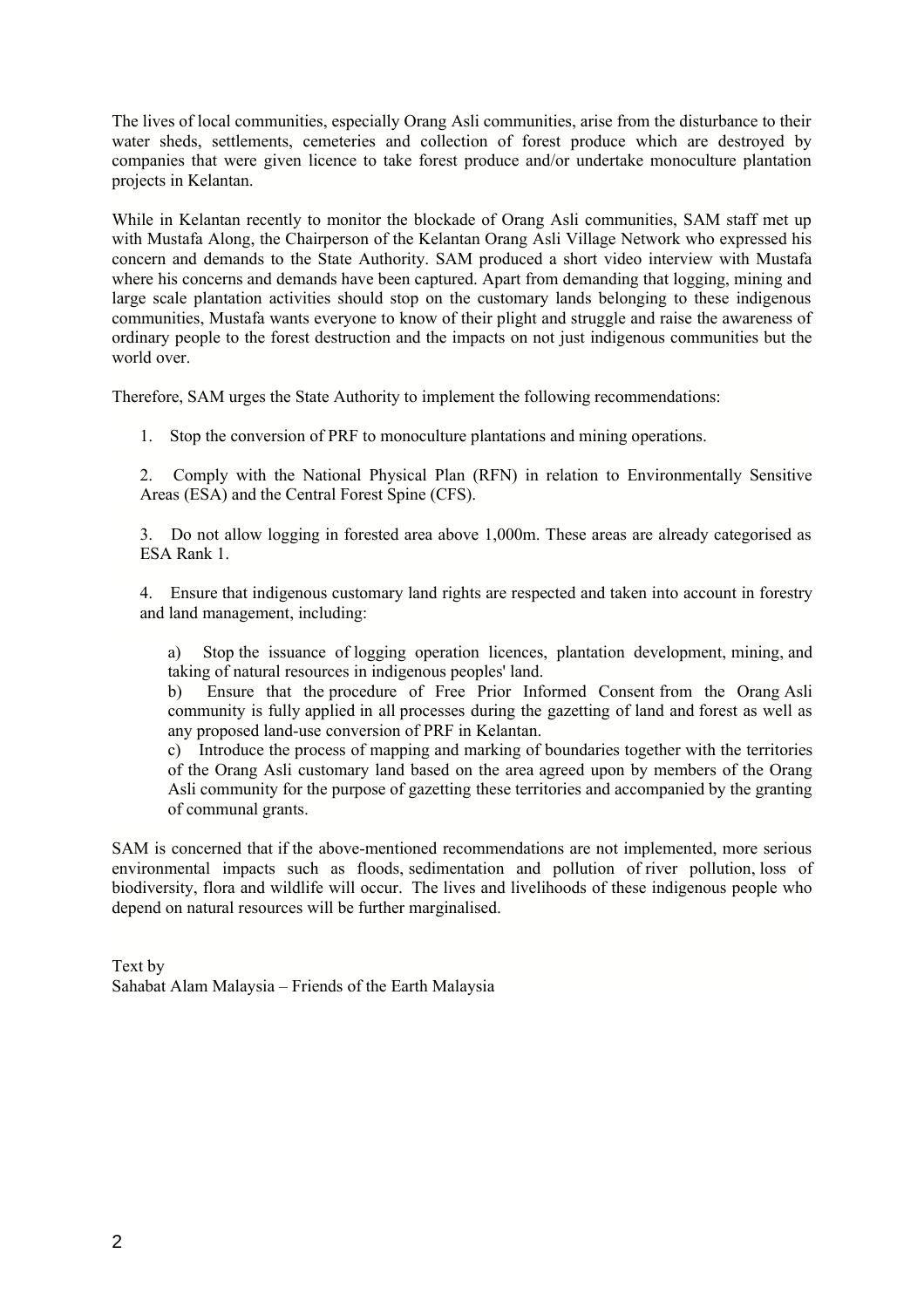The lives of local communities, especially Orang Asli communities, arise from the disturbance to their water sheds, settlements, cemeteries and collection of forest produce which are destroyed by companies that were given licence to take forest produce and/or undertake monoculture plantation projects in Kelantan.

While in Kelantan recently to monitor the blockade of Orang Asli communities, SAM staff met up with Mustafa Along, the Chairperson of the Kelantan Orang Asli Village Network who expressed his concern and demands to the State Authority. SAM produced a short video interview with Mustafa where his concerns and demands have been captured. Apart from demanding that logging, mining and large scale plantation activities should stop on the customary lands belonging to these indigenous communities, Mustafa wants everyone to know of their plight and struggle and raise the awareness of ordinary people to the forest destruction and the impacts on not just indigenous communities but the world over.

Therefore, SAM urges the State Authority to implement the following recommendations:

1. Stop the conversion of PRF to monoculture plantations and mining operations.

2. Comply with the National Physical Plan (RFN) in relation to Environmentally Sensitive Areas (ESA) and the Central Forest Spine (CFS).

3. Do not allow logging in forested area above 1,000m. These areas are already categorised as ESA Rank 1.

4. Ensure that indigenous customary land rights are respected and taken into account in forestry and land management, including:

    a) Stop the issuance of logging operation licences, plantation development, mining, and taking of natural resources in indigenous peoples' land.
    b) Ensure that the procedure of Free Prior Informed Consent from the Orang Asli community is fully applied in all processes during the gazetting of land and forest as well as any proposed land-use conversion of PRF in Kelantan.
    c) Introduce the process of mapping and marking of boundaries together with the territories of the Orang Asli customary land based on the area agreed upon by members of the Orang Asli community for the purpose of gazetting these territories and accompanied by the granting of communal grants.

SAM is concerned that if the above-mentioned recommendations are not implemented, more serious environmental impacts such as floods, sedimentation and pollution of river pollution, loss of biodiversity, flora and wildlife will occur. The lives and livelihoods of these indigenous people who depend on natural resources will be further marginalised.

Text by
Sahabat Alam Malaysia – Friends of the Earth Malaysia